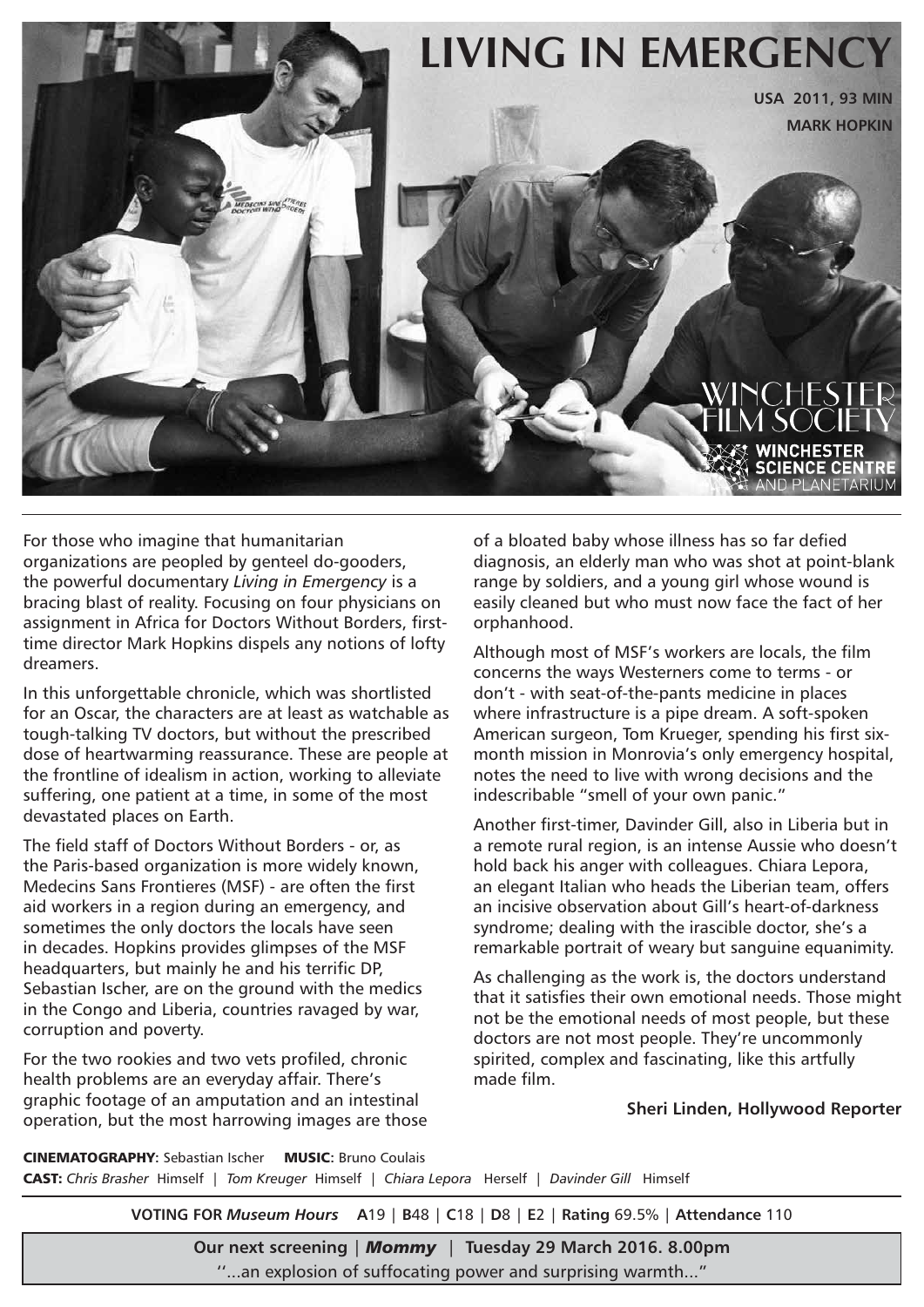# LIVING IN EMERGENCY

**USA 2011, 93 MIN**

**MARK HOPKIN**

WINCHESTER FILM SOCIETY

WINCHESTER SCIENCE CENTRE AND PLANETARIUM

For those who imagine that humanitarian organizations are peopled by genteel do-gooders, the powerful documentary *Living in Emergency* is a bracing blast of reality. Focusing on four physicians on assignment in Africa for Doctors Without Borders, first-time director Mark Hopkins dispels any notions of lofty dreamers.

In this unforgettable chronicle, which was shortlisted for an Oscar, the characters are at least as watchable as tough-talking TV doctors, but without the prescribed dose of heartwarming reassurance. These are people at the frontline of idealism in action, working to alleviate suffering, one patient at a time, in some of the most devastated places on Earth.

The field staff of Doctors Without Borders - or, as the Paris-based organization is more widely known, Medecins Sans Frontieres (MSF) - are often the first aid workers in a region during an emergency, and sometimes the only doctors the locals have seen in decades. Hopkins provides glimpses of the MSF headquarters, but mainly he and his terrific DP, Sebastian Ischer, are on the ground with the medics in the Congo and Liberia, countries ravaged by war, corruption and poverty.

For the two rookies and two vets profiled, chronic health problems are an everyday affair. There's graphic footage of an amputation and an intestinal operation, but the most harrowing images are those of a bloated baby whose illness has so far defied diagnosis, an elderly man who was shot at point-blank range by soldiers, and a young girl whose wound is easily cleaned but who must now face the fact of her orphanhood.

Although most of MSF's workers are locals, the film concerns the ways Westerners come to terms - or don't - with seat-of-the-pants medicine in places where infrastructure is a pipe dream. A soft-spoken American surgeon, Tom Krueger, spending his first six-month mission in Monrovia's only emergency hospital, notes the need to live with wrong decisions and the indescribable "smell of your own panic."

Another first-timer, Davinder Gill, also in Liberia but in a remote rural region, is an intense Aussie who doesn't hold back his anger with colleagues. Chiara Lepora, an elegant Italian who heads the Liberian team, offers an incisive observation about Gill's heart-of-darkness syndrome; dealing with the irascible doctor, she's a remarkable portrait of weary but sanguine equanimity.

As challenging as the work is, the doctors understand that it satisfies their own emotional needs. Those might not be the emotional needs of most people, but these doctors are not most people. They're uncommonly spirited, complex and fascinating, like this artfully made film.

**Sheri Linden, Hollywood Reporter**

**CINEMATOGRAPHY**: Sebastian Ischer **MUSIC:** Bruno Coulais
**CAST:** *Chris Brasher* Himself | *Tom Kreuger* Himself | *Chiara Lepora* Herself | *Davinder Gill* Himself

**VOTING FOR *Museum Hours*** **A**19 | **B**48 | **C**18 | **D**8 | **E**2 | **Rating** 69.5% | **Attendance** 110

**Our next screening** | ***Mommy*** | **Tuesday 29 March 2016. 8.00pm**
''...an explosion of suffocating power and surprising warmth..."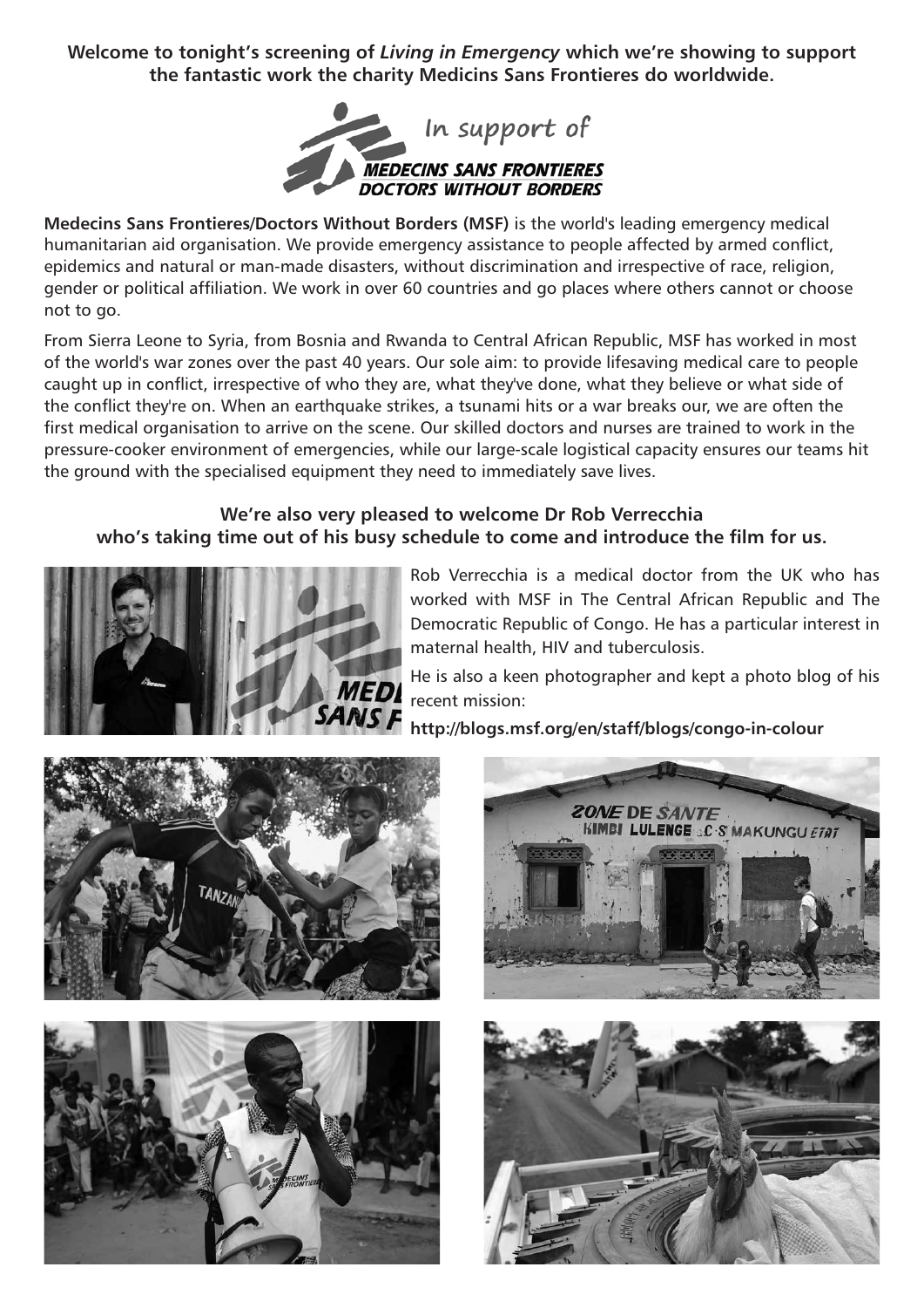**Welcome to tonight's screening of *Living in Emergency* which we're showing to support the fantastic work the charity Medicins Sans Frontieres do worldwide.**

In support of

MEDECINS SANS FRONTIERES
DOCTORS WITHOUT BORDERS

**Medecins Sans Frontieres/Doctors Without Borders (MSF)** is the world's leading emergency medical humanitarian aid organisation. We provide emergency assistance to people affected by armed conflict, epidemics and natural or man-made disasters, without discrimination and irrespective of race, religion, gender or political affiliation. We work in over 60 countries and go places where others cannot or choose not to go.

From Sierra Leone to Syria, from Bosnia and Rwanda to Central African Republic, MSF has worked in most of the world's war zones over the past 40 years. Our sole aim: to provide lifesaving medical care to people caught up in conflict, irrespective of who they are, what they've done, what they believe or what side of the conflict they're on. When an earthquake strikes, a tsunami hits or a war breaks our, we are often the first medical organisation to arrive on the scene. Our skilled doctors and nurses are trained to work in the pressure-cooker environment of emergencies, while our large-scale logistical capacity ensures our teams hit the ground with the specialised equipment they need to immediately save lives.

**We're also very pleased to welcome Dr Rob Verrecchia who's taking time out of his busy schedule to come and introduce the film for us.**

Rob Verrecchia is a medical doctor from the UK who has worked with MSF in The Central African Republic and The Democratic Republic of Congo. He has a particular interest in maternal health, HIV and tuberculosis.

He is also a keen photographer and kept a photo blog of his recent mission:

**http://blogs.msf.org/en/staff/blogs/congo-in-colour**